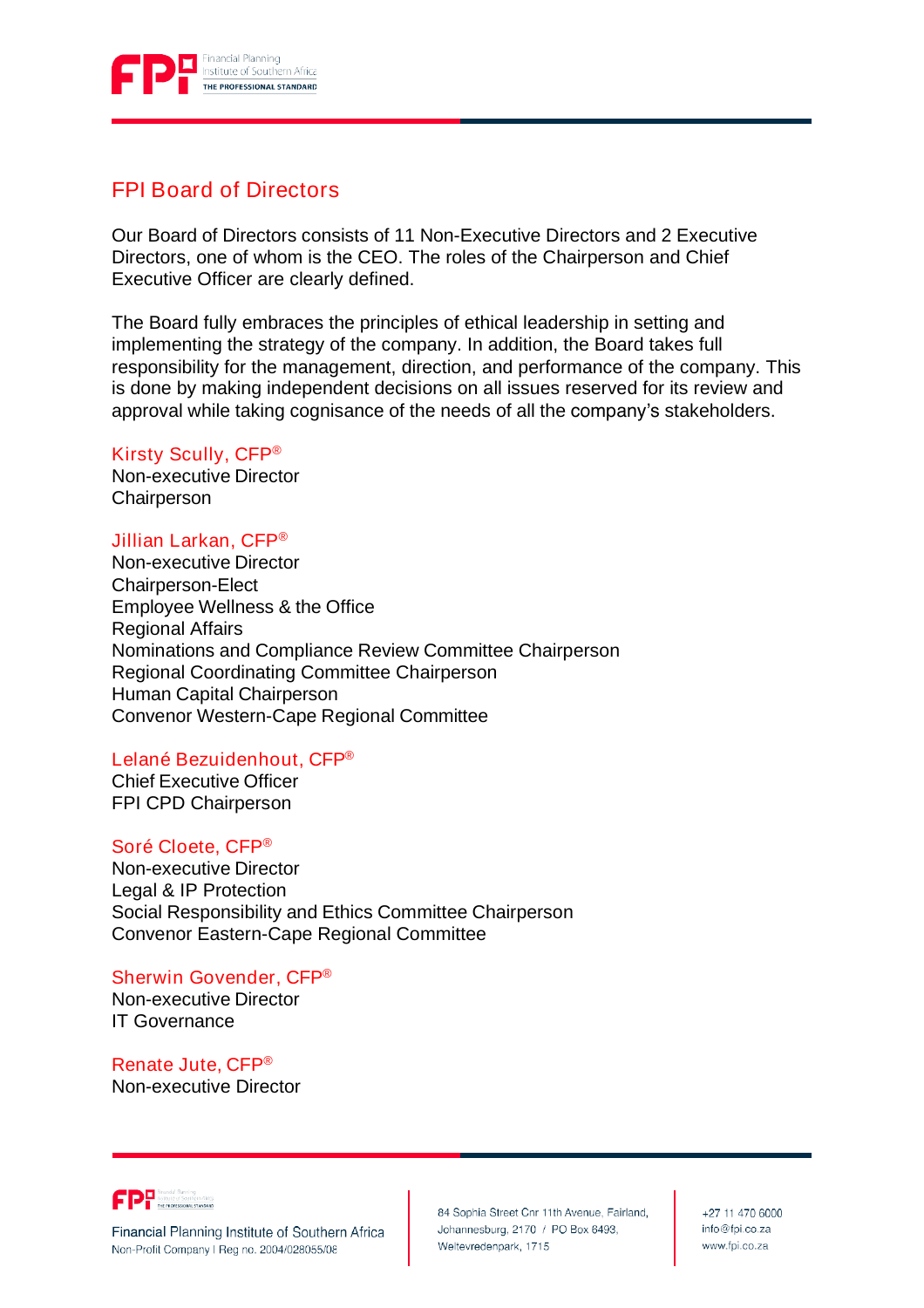# FPI Board of Directors

Our Board of Directors consists of 11 Non-Executive Directors and 2 Executive Directors, one of whom is the CEO. The roles of the Chairperson and Chief Executive Officer are clearly defined.

The Board fully embraces the principles of ethical leadership in setting and implementing the strategy of the company. In addition, the Board takes full responsibility for the management, direction, and performance of the company. This is done by making independent decisions on all issues reserved for its review and approval while taking cognisance of the needs of all the company's stakeholders.

### Kirsty Scully, CFP®

Non-executive Director
Chairperson

### Jillian Larkan, CFP®

Non-executive Director
Chairperson-Elect
Employee Wellness & the Office
Regional Affairs
Nominations and Compliance Review Committee Chairperson
Regional Coordinating Committee Chairperson
Human Capital Chairperson
Convenor Western-Cape Regional Committee

### Lelané Bezuidenhout, CFP®

Chief Executive Officer
FPI CPD Chairperson

### Soré Cloete, CFP®

Non-executive Director
Legal & IP Protection
Social Responsibility and Ethics Committee Chairperson
Convenor Eastern-Cape Regional Committee

### Sherwin Govender, CFP®

Non-executive Director
IT Governance

### Renate Jute, CFP®

Non-executive Director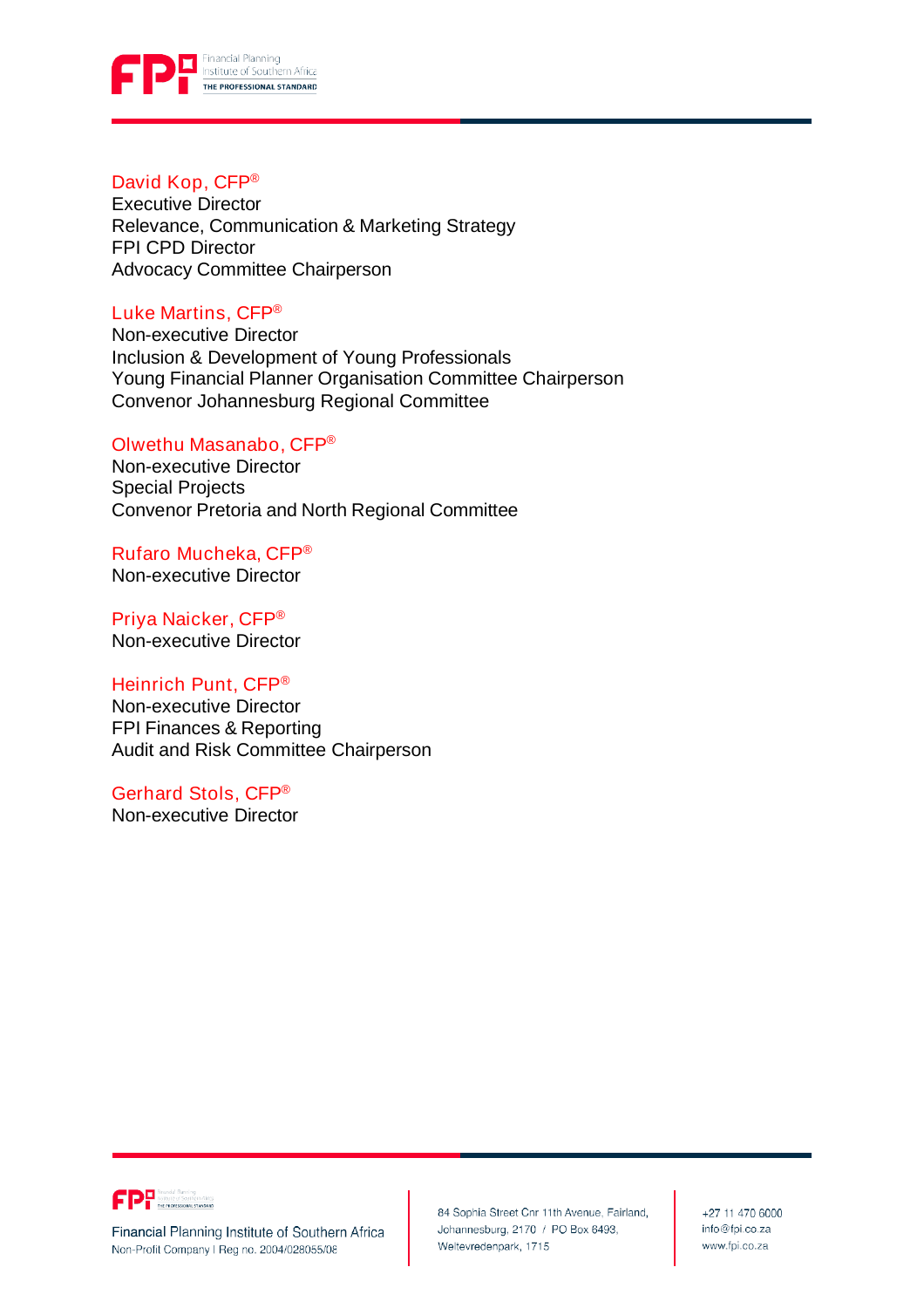**David Kop, CFP®**
Executive Director
Relevance, Communication & Marketing Strategy
FPI CPD Director
Advocacy Committee Chairperson

**Luke Martins, CFP®**
Non-executive Director
Inclusion & Development of Young Professionals
Young Financial Planner Organisation Committee Chairperson
Convenor Johannesburg Regional Committee

**Olwethu Masanabo, CFP®**
Non-executive Director
Special Projects
Convenor Pretoria and North Regional Committee

**Rufaro Mucheka, CFP®**
Non-executive Director

**Priya Naicker, CFP®**
Non-executive Director

**Heinrich Punt, CFP®**
Non-executive Director
FPI Finances & Reporting
Audit and Risk Committee Chairperson

**Gerhard Stols, CFP®**
Non-executive Director